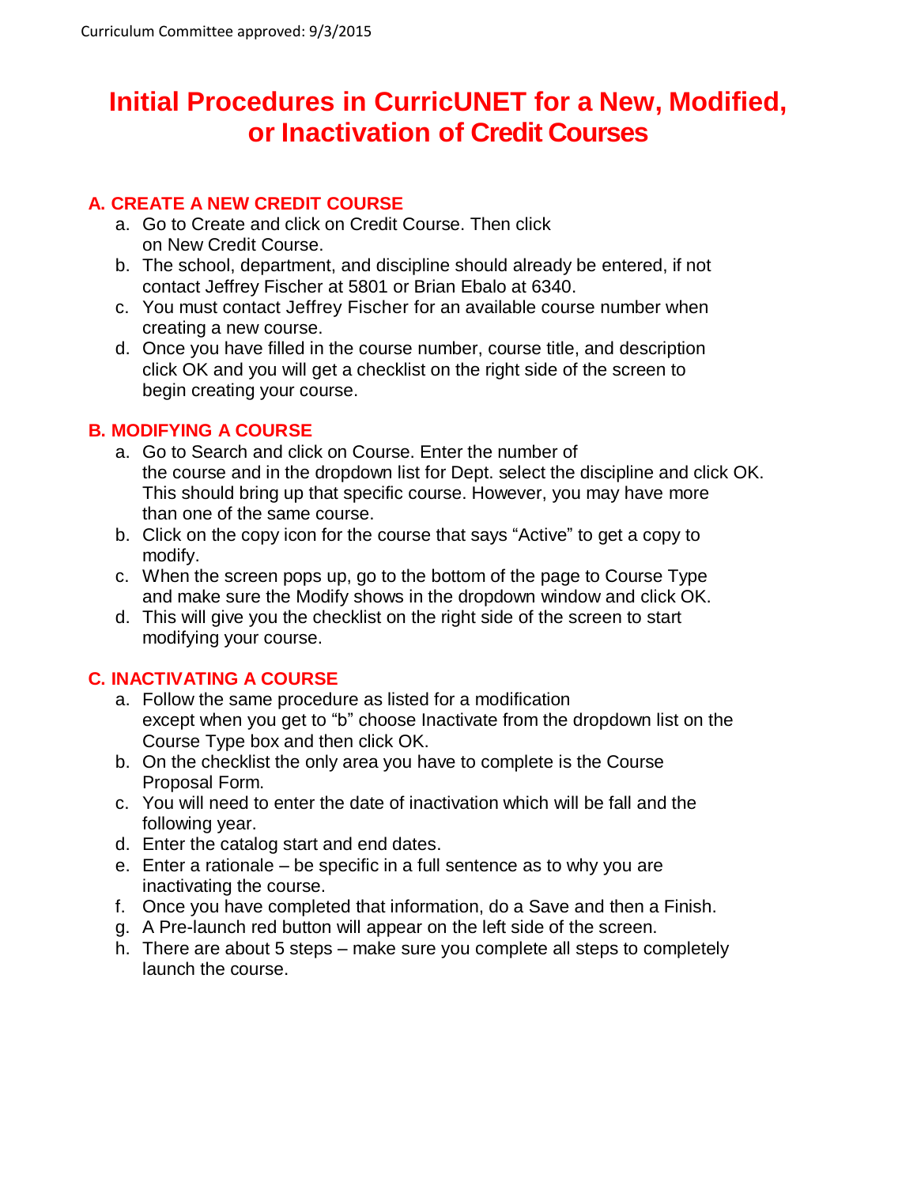Curriculum Committee approved: 9/3/2015

# Initial Procedures in CurricUNET for a New, Modified, or Inactivation of Credit Courses

## A. CREATE A NEW CREDIT COURSE

a. Go to Create and click on Credit Course. Then click on New Credit Course.
b. The school, department, and discipline should already be entered, if not contact Jeffrey Fischer at 5801 or Brian Ebalo at 6340.
c. You must contact Jeffrey Fischer for an available course number when creating a new course.
d. Once you have filled in the course number, course title, and description click OK and you will get a checklist on the right side of the screen to begin creating your course.

## B. MODIFYING A COURSE

a. Go to Search and click on Course. Enter the number of the course and in the dropdown list for Dept. select the discipline and click OK. This should bring up that specific course. However, you may have more than one of the same course.
b. Click on the copy icon for the course that says "Active" to get a copy to modify.
c. When the screen pops up, go to the bottom of the page to Course Type and make sure the Modify shows in the dropdown window and click OK.
d. This will give you the checklist on the right side of the screen to start modifying your course.

## C. INACTIVATING A COURSE

a. Follow the same procedure as listed for a modification except when you get to "b" choose Inactivate from the dropdown list on the Course Type box and then click OK.
b. On the checklist the only area you have to complete is the Course Proposal Form.
c. You will need to enter the date of inactivation which will be fall and the following year.
d. Enter the catalog start and end dates.
e. Enter a rationale – be specific in a full sentence as to why you are inactivating the course.
f. Once you have completed that information, do a Save and then a Finish.
g. A Pre-launch red button will appear on the left side of the screen.
h. There are about 5 steps – make sure you complete all steps to completely launch the course.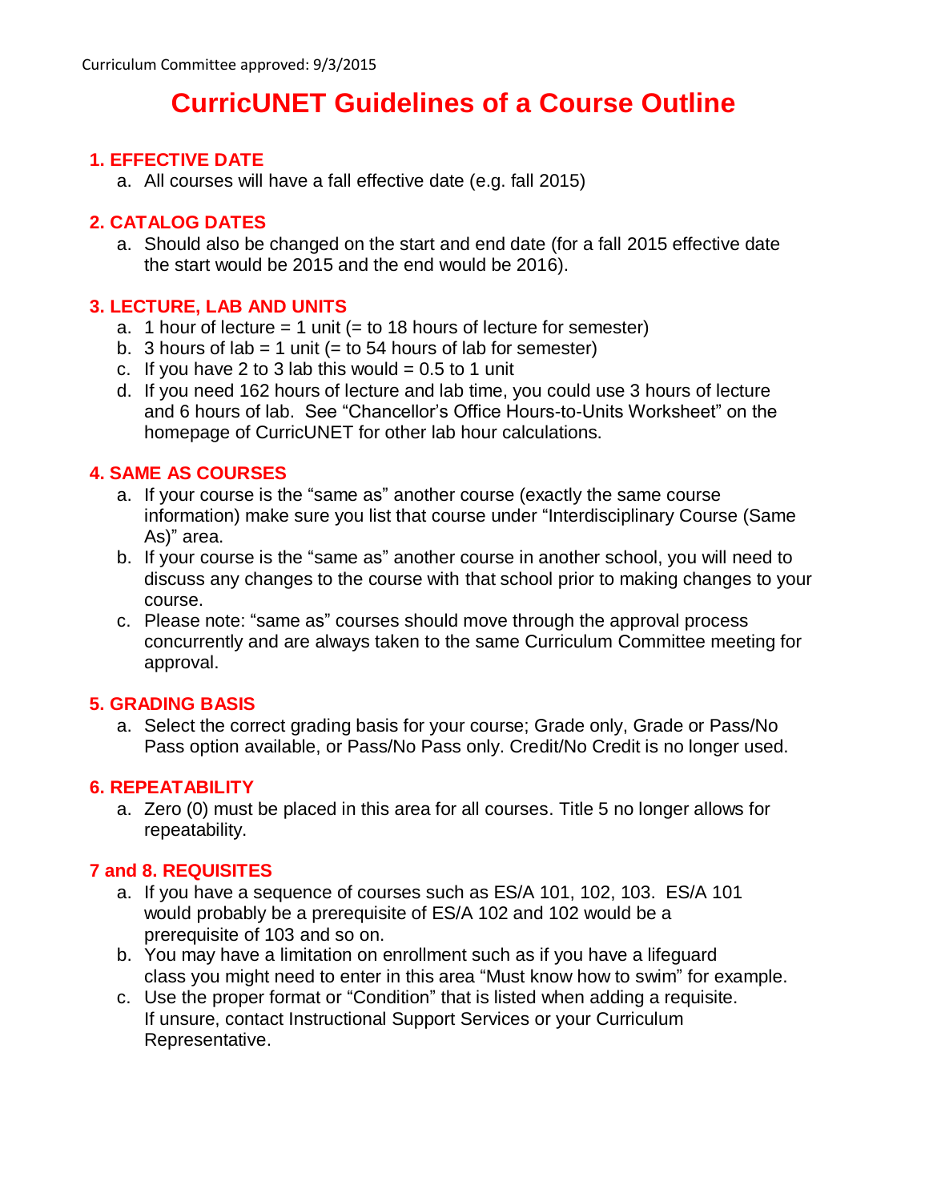Curriculum Committee approved: 9/3/2015

# CurricUNET Guidelines of a Course Outline

## 1. EFFECTIVE DATE

a. All courses will have a fall effective date (e.g. fall 2015)

## 2. CATALOG DATES

a. Should also be changed on the start and end date (for a fall 2015 effective date the start would be 2015 and the end would be 2016).

## 3. LECTURE, LAB AND UNITS

a. 1 hour of lecture = 1 unit (= to 18 hours of lecture for semester)
b. 3 hours of lab = 1 unit (= to 54 hours of lab for semester)
c. If you have 2 to 3 lab this would = 0.5 to 1 unit
d. If you need 162 hours of lecture and lab time, you could use 3 hours of lecture and 6 hours of lab. See "Chancellor's Office Hours-to-Units Worksheet" on the homepage of CurricUNET for other lab hour calculations.

## 4. SAME AS COURSES

a. If your course is the "same as" another course (exactly the same course information) make sure you list that course under "Interdisciplinary Course (Same As)" area.
b. If your course is the "same as" another course in another school, you will need to discuss any changes to the course with that school prior to making changes to your course.
c. Please note: "same as" courses should move through the approval process concurrently and are always taken to the same Curriculum Committee meeting for approval.

## 5. GRADING BASIS

a. Select the correct grading basis for your course; Grade only, Grade or Pass/No Pass option available, or Pass/No Pass only. Credit/No Credit is no longer used.

## 6. REPEATABILITY

a. Zero (0) must be placed in this area for all courses. Title 5 no longer allows for repeatability.

## 7 and 8. REQUISITES

a. If you have a sequence of courses such as ES/A 101, 102, 103. ES/A 101 would probably be a prerequisite of ES/A 102 and 102 would be a prerequisite of 103 and so on.
b. You may have a limitation on enrollment such as if you have a lifeguard class you might need to enter in this area "Must know how to swim" for example.
c. Use the proper format or "Condition" that is listed when adding a requisite. If unsure, contact Instructional Support Services or your Curriculum Representative.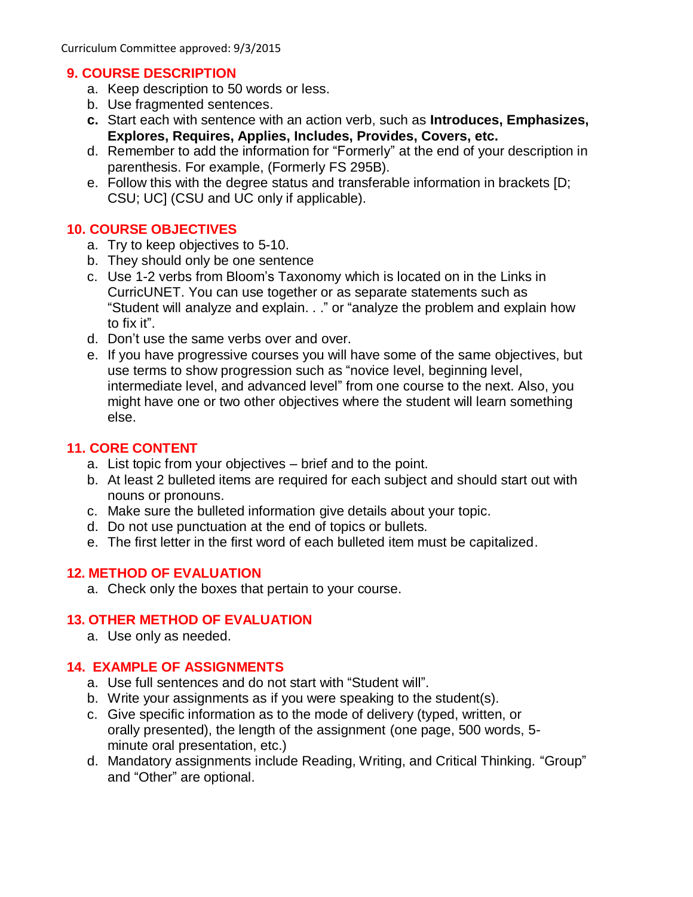Curriculum Committee approved: 9/3/2015

## 9. COURSE DESCRIPTION

a. Keep description to 50 words or less.
b. Use fragmented sentences.
**c.** Start each with sentence with an action verb, such as **Introduces, Emphasizes, Explores, Requires, Applies, Includes, Provides, Covers, etc.**
d. Remember to add the information for "Formerly" at the end of your description in parenthesis. For example, (Formerly FS 295B).
e. Follow this with the degree status and transferable information in brackets [D; CSU; UC] (CSU and UC only if applicable).

## 10. COURSE OBJECTIVES

a. Try to keep objectives to 5-10.
b. They should only be one sentence
c. Use 1-2 verbs from Bloom's Taxonomy which is located on in the Links in CurricUNET. You can use together or as separate statements such as "Student will analyze and explain. . ." or "analyze the problem and explain how to fix it".
d. Don't use the same verbs over and over.
e. If you have progressive courses you will have some of the same objectives, but use terms to show progression such as "novice level, beginning level, intermediate level, and advanced level" from one course to the next. Also, you might have one or two other objectives where the student will learn something else.

## 11. CORE CONTENT

a. List topic from your objectives – brief and to the point.
b. At least 2 bulleted items are required for each subject and should start out with nouns or pronouns.
c. Make sure the bulleted information give details about your topic.
d. Do not use punctuation at the end of topics or bullets.
e. The first letter in the first word of each bulleted item must be capitalized.

## 12. METHOD OF EVALUATION

a. Check only the boxes that pertain to your course.

## 13. OTHER METHOD OF EVALUATION

a. Use only as needed.

## 14. EXAMPLE OF ASSIGNMENTS

a. Use full sentences and do not start with "Student will".
b. Write your assignments as if you were speaking to the student(s).
c. Give specific information as to the mode of delivery (typed, written, or orally presented), the length of the assignment (one page, 500 words, 5-minute oral presentation, etc.)
d. Mandatory assignments include Reading, Writing, and Critical Thinking. "Group" and "Other" are optional.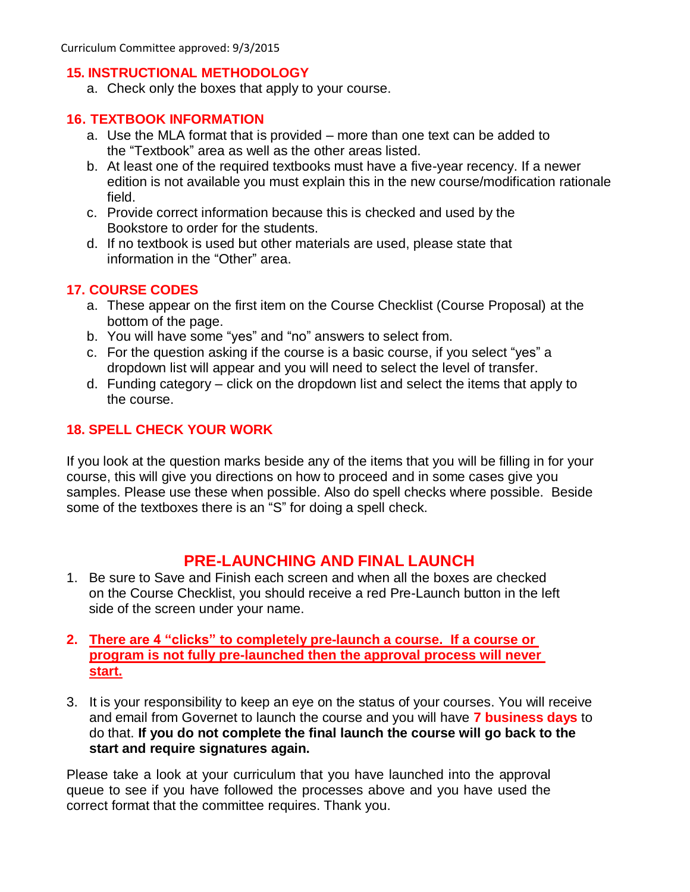## 15. INSTRUCTIONAL METHODOLOGY

a. Check only the boxes that apply to your course.

## 16. TEXTBOOK INFORMATION

a. Use the MLA format that is provided – more than one text can be added to the "Textbook" area as well as the other areas listed.
b. At least one of the required textbooks must have a five-year recency. If a newer edition is not available you must explain this in the new course/modification rationale field.
c. Provide correct information because this is checked and used by the Bookstore to order for the students.
d. If no textbook is used but other materials are used, please state that information in the "Other" area.

## 17. COURSE CODES

a. These appear on the first item on the Course Checklist (Course Proposal) at the bottom of the page.
b. You will have some "yes" and "no" answers to select from.
c. For the question asking if the course is a basic course, if you select "yes" a dropdown list will appear and you will need to select the level of transfer.
d. Funding category – click on the dropdown list and select the items that apply to the course.

## 18. SPELL CHECK YOUR WORK

If you look at the question marks beside any of the items that you will be filling in for your course, this will give you directions on how to proceed and in some cases give you samples. Please use these when possible. Also do spell checks where possible. Beside some of the textboxes there is an "S" for doing a spell check.

# PRE-LAUNCHING AND FINAL LAUNCH

1. Be sure to Save and Finish each screen and when all the boxes are checked on the Course Checklist, you should receive a red Pre-Launch button in the left side of the screen under your name.

2. **There are 4 "clicks" to completely pre-launch a course. If a course or program is not fully pre-launched then the approval process will never start.**

3. It is your responsibility to keep an eye on the status of your courses. You will receive and email from Governet to launch the course and you will have **7 business days** to do that. **If you do not complete the final launch the course will go back to the start and require signatures again.**

Please take a look at your curriculum that you have launched into the approval queue to see if you have followed the processes above and you have used the correct format that the committee requires. Thank you.